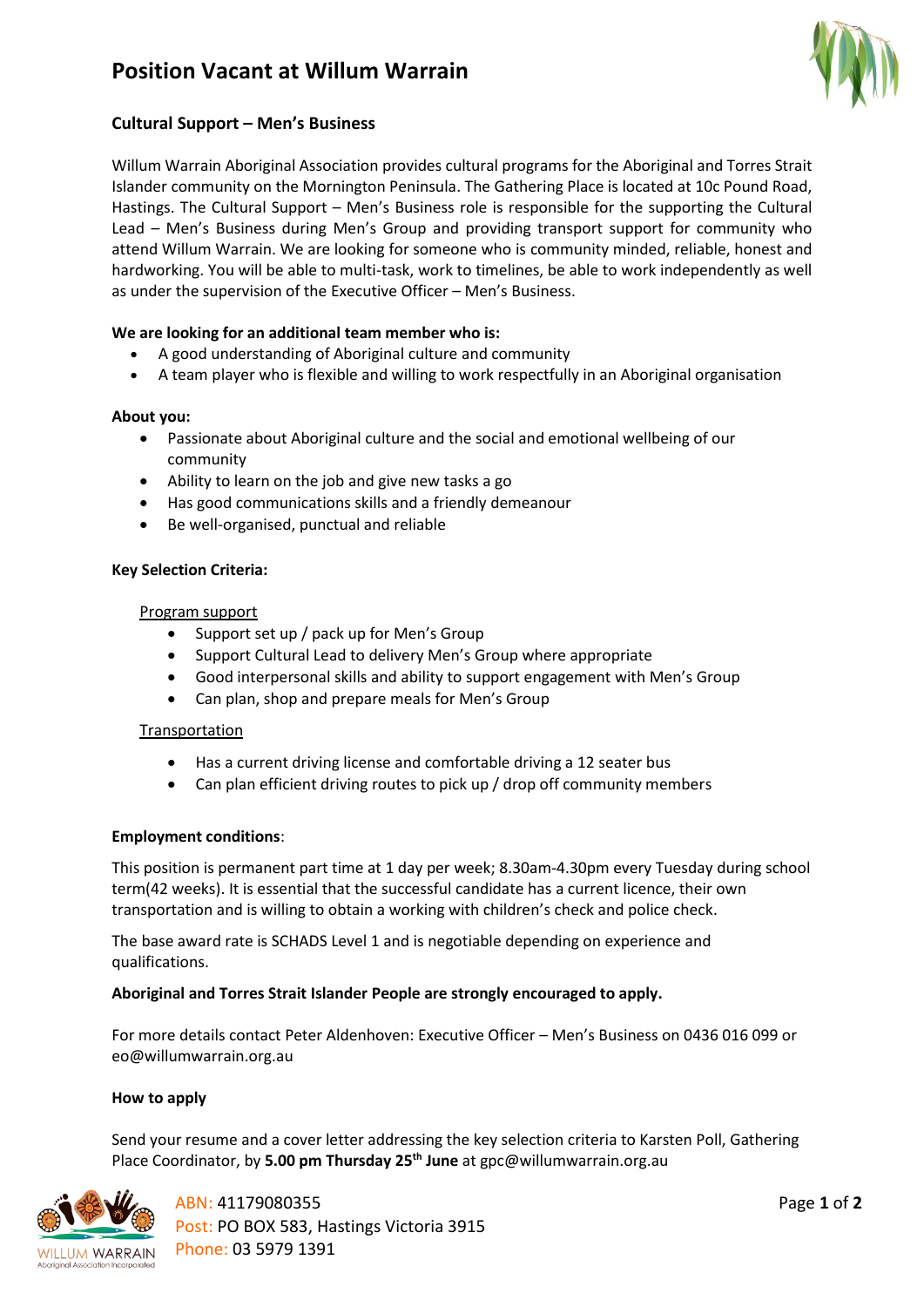# Position Vacant at Willum Warrain

## Cultural Support – Men's Business

Willum Warrain Aboriginal Association provides cultural programs for the Aboriginal and Torres Strait Islander community on the Mornington Peninsula. The Gathering Place is located at 10c Pound Road, Hastings. The Cultural Support – Men's Business role is responsible for the supporting the Cultural Lead – Men's Business during Men's Group and providing transport support for community who attend Willum Warrain. We are looking for someone who is community minded, reliable, honest and hardworking. You will be able to multi-task, work to timelines, be able to work independently as well as under the supervision of the Executive Officer – Men's Business.

**We are looking for an additional team member who is:**

- A good understanding of Aboriginal culture and community
- A team player who is flexible and willing to work respectfully in an Aboriginal organisation

**About you:**

- Passionate about Aboriginal culture and the social and emotional wellbeing of our community
- Ability to learn on the job and give new tasks a go
- Has good communications skills and a friendly demeanour
- Be well-organised, punctual and reliable

**Key Selection Criteria:**

<u>Program support</u>

- Support set up / pack up for Men's Group
- Support Cultural Lead to delivery Men's Group where appropriate
- Good interpersonal skills and ability to support engagement with Men's Group
- Can plan, shop and prepare meals for Men's Group

<u>Transportation</u>

- Has a current driving license and comfortable driving a 12 seater bus
- Can plan efficient driving routes to pick up / drop off community members

**Employment conditions**:

This position is permanent part time at 1 day per week; 8.30am-4.30pm every Tuesday during school term(42 weeks). It is essential that the successful candidate has a current licence, their own transportation and is willing to obtain a working with children's check and police check.

The base award rate is SCHADS Level 1 and is negotiable depending on experience and qualifications.

**Aboriginal and Torres Strait Islander People are strongly encouraged to apply.**

For more details contact Peter Aldenhoven: Executive Officer – Men's Business on 0436 016 099 or eo@willumwarrain.org.au

**How to apply**

Send your resume and a cover letter addressing the key selection criteria to Karsten Poll, Gathering Place Coordinator, by **5.00 pm Thursday 25th June** at gpc@willumwarrain.org.au

ABN: 41179080355
Post: PO BOX 583, Hastings Victoria 3915
Phone: 03 5979 1391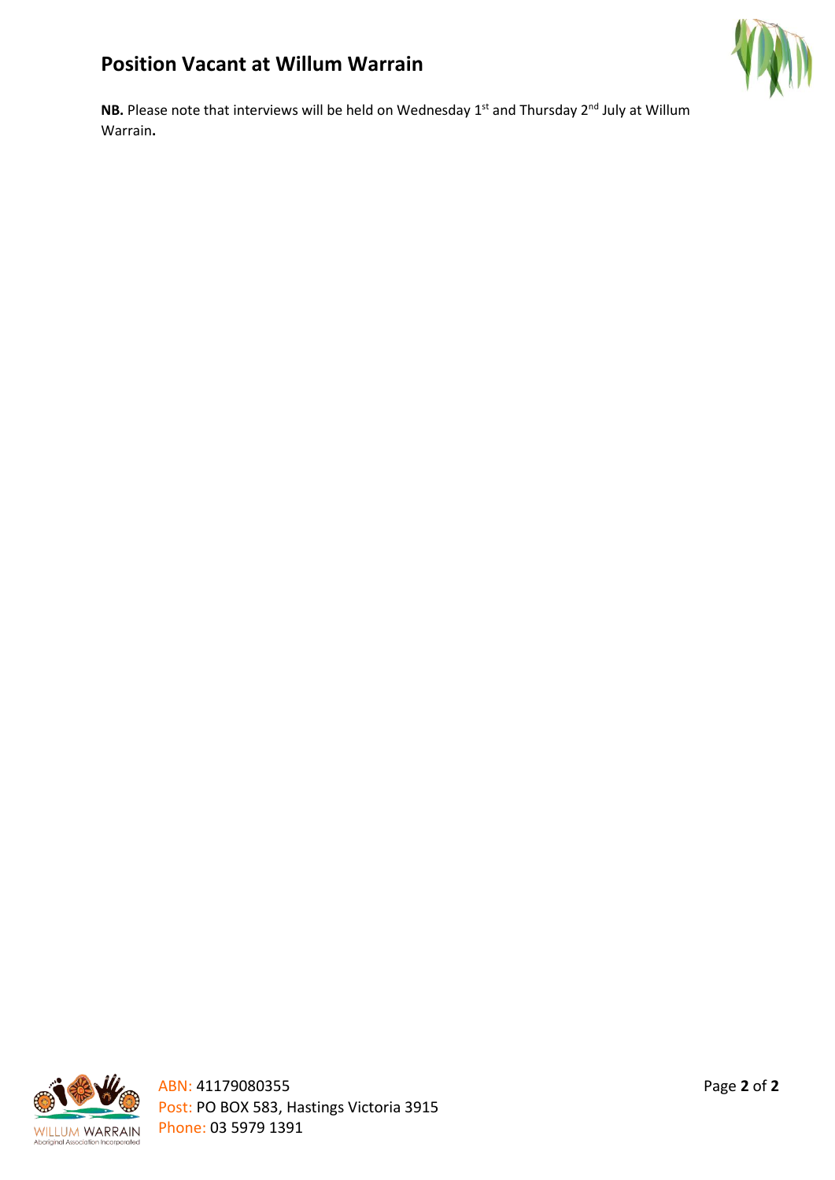**NB.** Please note that interviews will be held on Wednesday 1st and Thursday 2nd July at Willum Warrain**.**